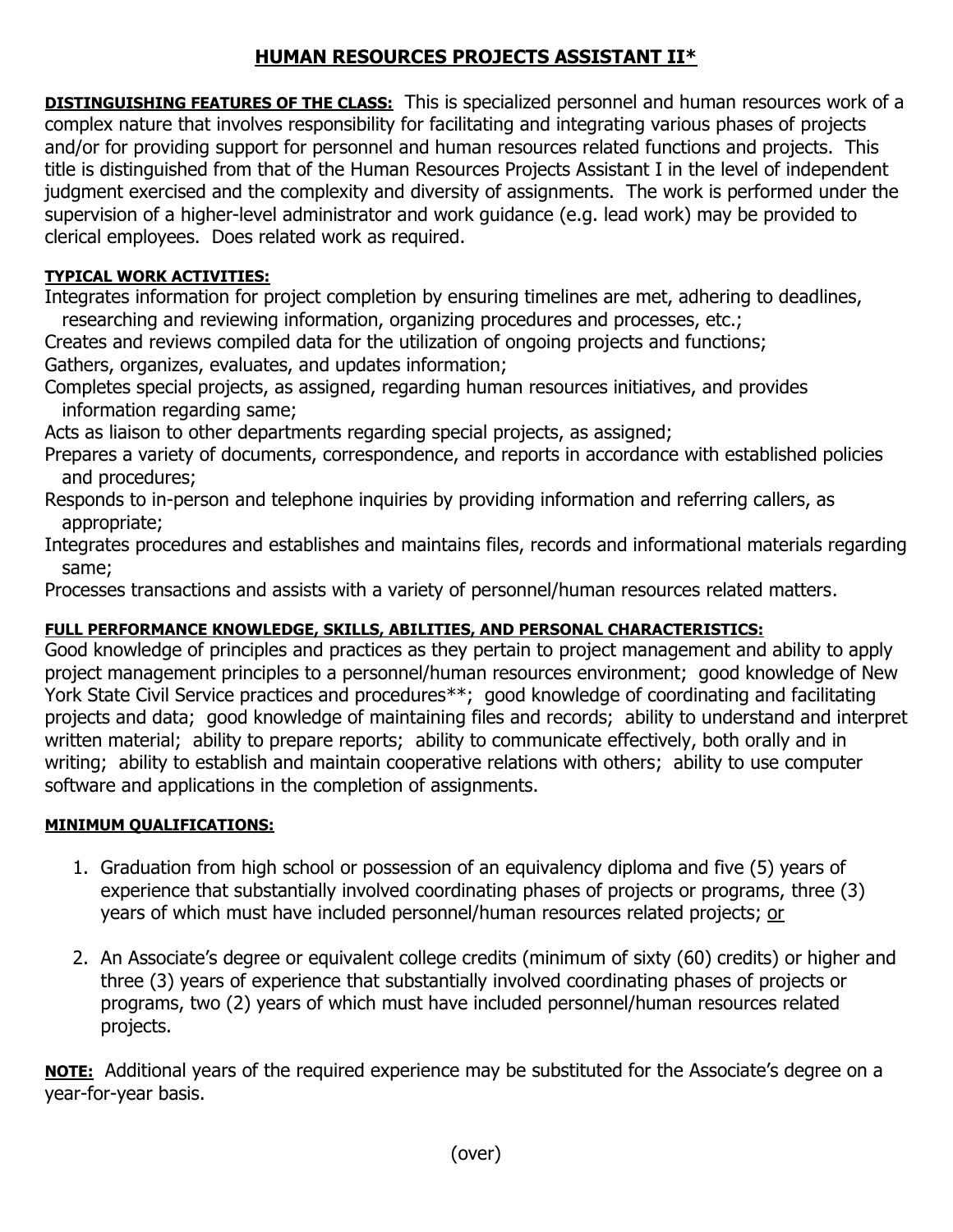# HUMAN RESOURCES PROJECTS ASSISTANT II*

**DISTINGUISHING FEATURES OF THE CLASS:** This is specialized personnel and human resources work of a complex nature that involves responsibility for facilitating and integrating various phases of projects and/or for providing support for personnel and human resources related functions and projects. This title is distinguished from that of the Human Resources Projects Assistant I in the level of independent judgment exercised and the complexity and diversity of assignments. The work is performed under the supervision of a higher-level administrator and work guidance (e.g. lead work) may be provided to clerical employees. Does related work as required.

**TYPICAL WORK ACTIVITIES:**

Integrates information for project completion by ensuring timelines are met, adhering to deadlines, researching and reviewing information, organizing procedures and processes, etc.;

Creates and reviews compiled data for the utilization of ongoing projects and functions;

Gathers, organizes, evaluates, and updates information;

Completes special projects, as assigned, regarding human resources initiatives, and provides information regarding same;

Acts as liaison to other departments regarding special projects, as assigned;

Prepares a variety of documents, correspondence, and reports in accordance with established policies and procedures;

Responds to in-person and telephone inquiries by providing information and referring callers, as appropriate;

Integrates procedures and establishes and maintains files, records and informational materials regarding same;

Processes transactions and assists with a variety of personnel/human resources related matters.

**FULL PERFORMANCE KNOWLEDGE, SKILLS, ABILITIES, AND PERSONAL CHARACTERISTICS:**

Good knowledge of principles and practices as they pertain to project management and ability to apply project management principles to a personnel/human resources environment; good knowledge of New York State Civil Service practices and procedures**; good knowledge of coordinating and facilitating projects and data; good knowledge of maintaining files and records; ability to understand and interpret written material; ability to prepare reports; ability to communicate effectively, both orally and in writing; ability to establish and maintain cooperative relations with others; ability to use computer software and applications in the completion of assignments.

**MINIMUM QUALIFICATIONS:**

1. Graduation from high school or possession of an equivalency diploma and five (5) years of experience that substantially involved coordinating phases of projects or programs, three (3) years of which must have included personnel/human resources related projects; or

2. An Associate's degree or equivalent college credits (minimum of sixty (60) credits) or higher and three (3) years of experience that substantially involved coordinating phases of projects or programs, two (2) years of which must have included personnel/human resources related projects.

**NOTE:** Additional years of the required experience may be substituted for the Associate's degree on a year-for-year basis.

(over)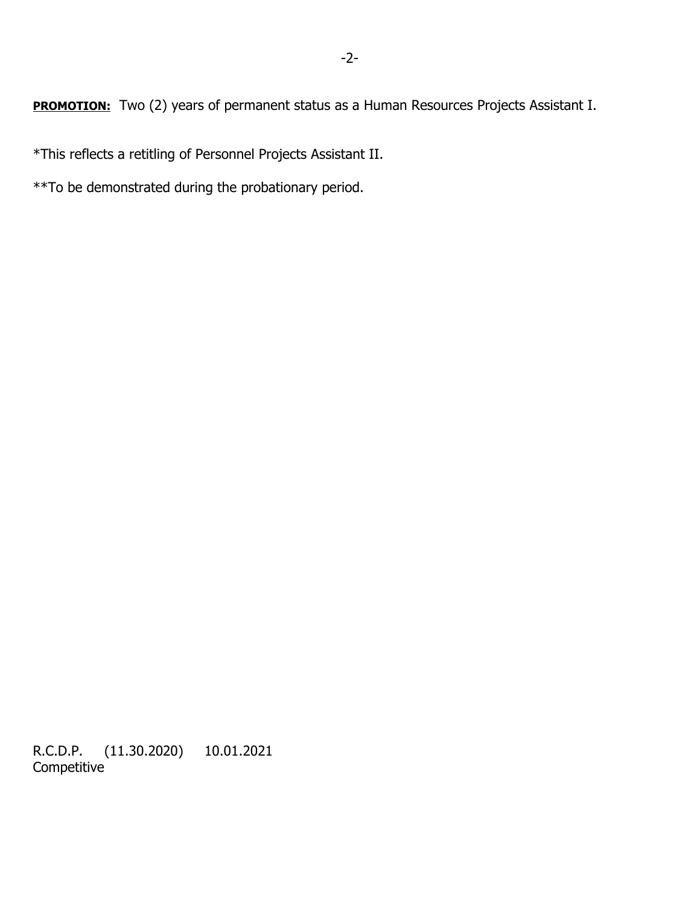**PROMOTION:** Two (2) years of permanent status as a Human Resources Projects Assistant I.

*This reflects a retitling of Personnel Projects Assistant II.

**To be demonstrated during the probationary period.

R.C.D.P. (11.30.2020) 10.01.2021
Competitive